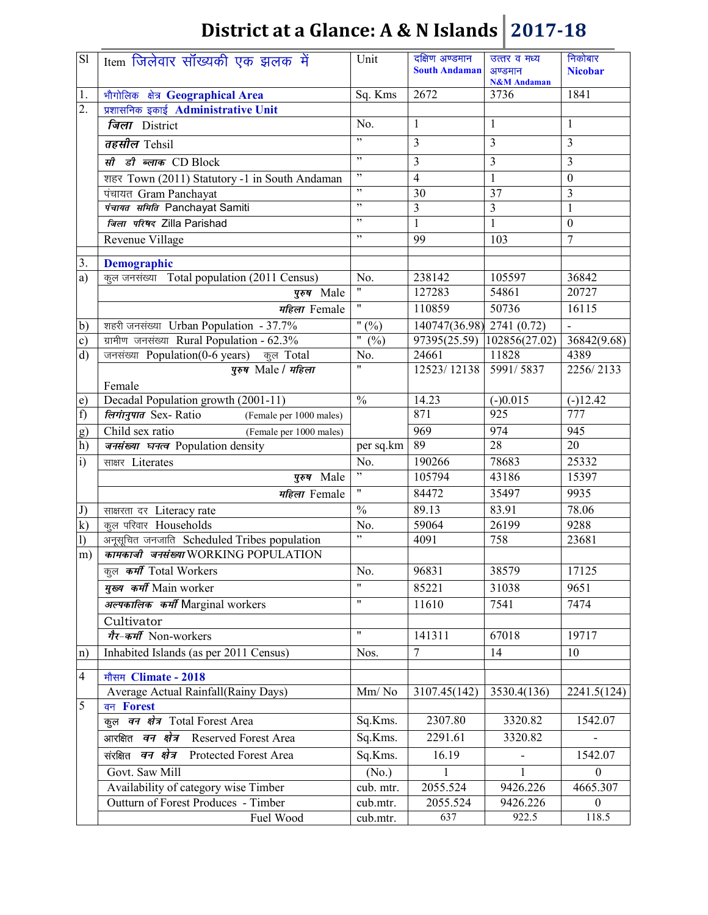# District at a Glance: A & N Islands 2017-18

| Sl | Item जिलेवार सॉंख्यकी एक झलक में | Unit | दक्षिण अण्डमान South Andaman | उत्तर व मध्य अण्डमान N&M Andaman | निकोबार Nicobar |
|---|---|---|---|---|---|
| 1. | भौगोलिक क्षेत्र **Geographical Area** | Sq. Kms | 2672 | 3736 | 1841 |
| 2. | प्रशासनिक इकाई **Administrative Unit** | | | | |
| | ***जिला*** District | No. | 1 | 1 | 1 |
| | ***तहसील*** Tehsil | " | 3 | 3 | 3 |
| | ***सी डी ब्लाक*** CD Block | " | 3 | 3 | 3 |
| | शहर Town (2011) Statutory -1 in South Andaman | " | 4 | 1 | 0 |
| | पंचायत Gram Panchayat | " | 30 | 37 | 3 |
| | ***पंचायत समिति*** Panchayat Samiti | " | 3 | 3 | 1 |
| | ***जिला परिषद*** Zilla Parishad | " | 1 | 1 | 0 |
| | Revenue Village | " | 99 | 103 | 7 |
| | | | | | |
| 3. | **Demographic** | | | | |
| a) | कुल जनसंख्या Total population (2011 Census) | No. | 238142 | 105597 | 36842 |
| | ***पुरुष*** Male | " | 127283 | 54861 | 20727 |
| | ***महिला*** Female | " | 110859 | 50736 | 16115 |
| b) | शहरी जनसंख्या Urban Population - 37.7% | " (%) | 140747(36.98) | 2741 (0.72) | - |
| c) | ग्रामीण जनसंख्या Rural Population - 62.3% | " (%) | 97395(25.59) | 102856(27.02) | 36842(9.68) |
| d) | जनसंख्या Population(0-6 years) कुल Total | No. | 24661 | 11828 | 4389 |
| | ***पुरुष*** Male / ***महिला*** Female | " | 12523/ 12138 | 5991/ 5837 | 2256/ 2133 |
| e) | Decadal Population growth (2001-11) | % | 14.23 | (-)0.015 | (-)12.42 |
| f) | ***लिंगानुपात*** Sex- Ratio (Female per 1000 males) | | 871 | 925 | 777 |
| g) | Child sex ratio (Female per 1000 males) | | 969 | 974 | 945 |
| h) | ***जनसंख्या घनत्व*** Population density | per sq.km | 89 | 28 | 20 |
| i) | साक्षर Literates | No. | 190266 | 78683 | 25332 |
| | ***पुरुष*** Male | " | 105794 | 43186 | 15397 |
| | ***महिला*** Female | " | 84472 | 35497 | 9935 |
| J) | साक्षरता दर Literacy rate | % | 89.13 | 83.91 | 78.06 |
| k) | कुल परिवार Households | No. | 59064 | 26199 | 9288 |
| l) | अनूसूचित जनजाति Scheduled Tribes population | " | 4091 | 758 | 23681 |
| m) | ***कामकाजी जनसंख्या*** WORKING POPULATION | | | | |
| | कुल ***कर्मी*** Total Workers | No. | 96831 | 38579 | 17125 |
| | ***मुख्य कर्मी*** Main worker | " | 85221 | 31038 | 9651 |
| | ***अल्पकालिक कर्मी*** Marginal workers | " | 11610 | 7541 | 7474 |
| | Cultivator | | | | |
| | ***गैर-कर्मी*** Non-workers | " | 141311 | 67018 | 19717 |
| n) | Inhabited Islands (as per 2011 Census) | Nos. | 7 | 14 | 10 |
| | | | | | |
| 4 | मौसम **Climate - 2018** | | | | |
| | Average Actual Rainfall(Rainy Days) | Mm/ No | 3107.45(142) | 3530.4(136) | 2241.5(124) |
| 5 | वन **Forest** | | | | |
| | कुल ***वन क्षेत्र*** Total Forest Area | Sq.Kms. | 2307.80 | 3320.82 | 1542.07 |
| | आरक्षित ***वन क्षेत्र*** Reserved Forest Area | Sq.Kms. | 2291.61 | 3320.82 | - |
| | संरक्षित ***वन क्षेत्र*** Protected Forest Area | Sq.Kms. | 16.19 | - | 1542.07 |
| | Govt. Saw Mill | (No.) | 1 | 1 | 0 |
| | Availability of category wise Timber | cub. mtr. | 2055.524 | 9426.226 | 4665.307 |
| | Outturn of Forest Produces - Timber | cub.mtr. | 2055.524 | 9426.226 | 0 |
| | Fuel Wood | cub.mtr. | 637 | 922.5 | 118.5 |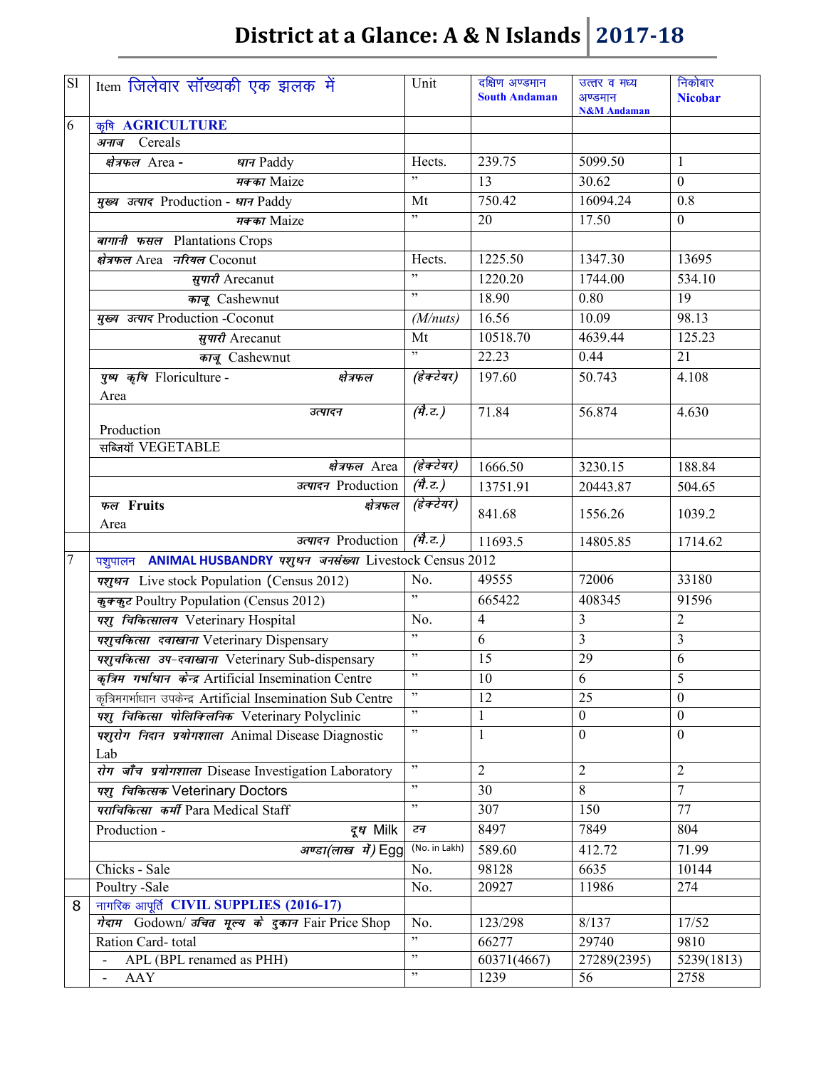# District at a Glance: A & N Islands 2017-18

| Sl | Item जिलेवार सॉंख्यकी एक झलक में | Unit | दक्षिण अण्डमान South Andaman | उत्तर व मध्य अण्डमान N&M Andaman | निकोबार Nicobar |
|---|---|---|---|---|---|
| 6 | कृषि **AGRICULTURE** | | | | |
| | अनाज Cereals | | | | |
| | क्षेत्रफल Area - धान Paddy | Hects. | 239.75 | 5099.50 | 1 |
| | मक्का Maize | ” | 13 | 30.62 | 0 |
| | मुख्य उत्पाद Production - धान Paddy | Mt | 750.42 | 16094.24 | 0.8 |
| | मक्का Maize | ” | 20 | 17.50 | 0 |
| | बागानी फसल Plantations Crops | | | | |
| | क्षेत्रफल Area नरियल Coconut | Hects. | 1225.50 | 1347.30 | 13695 |
| | सुपारी Arecanut | ” | 1220.20 | 1744.00 | 534.10 |
| | काजू Cashewnut | ” | 18.90 | 0.80 | 19 |
| | मुख्य उत्पाद Production -Coconut | (M/nuts) | 16.56 | 10.09 | 98.13 |
| | सुपारी Arecanut | Mt | 10518.70 | 4639.44 | 125.23 |
| | काजू Cashewnut | ” | 22.23 | 0.44 | 21 |
| | पुष्प कृषि Floriculture - क्षेत्रफल Area | (हेक्टेयर) | 197.60 | 50.743 | 4.108 |
| | उत्पादन Production | (मै.ट.) | 71.84 | 56.874 | 4.630 |
| | सब्जियॉं VEGETABLE | | | | |
| | क्षेत्रफल Area | (हेक्टेयर) | 1666.50 | 3230.15 | 188.84 |
| | उत्पादन Production | (मै.ट.) | 13751.91 | 20443.87 | 504.65 |
| | फल **Fruits** क्षेत्रफल Area | (हेक्टेयर) | 841.68 | 1556.26 | 1039.2 |
| | उत्पादन Production | (मै.ट.) | 11693.5 | 14805.85 | 1714.62 |
| 7 | पशुपालन **ANIMAL HUSBANDRY** पशुधन जनसंख्या Livestock Census 2012 | | | | |
| | पशुधन Live stock Population (Census 2012) | No. | 49555 | 72006 | 33180 |
| | कुक्कुट Poultry Population (Census 2012) | ” | 665422 | 408345 | 91596 |
| | पशु चिकित्सालय Veterinary Hospital | No. | 4 | 3 | 2 |
| | पशुचकित्सा दवाखाना Veterinary Dispensary | ” | 6 | 3 | 3 |
| | पशुचकित्सा उप-दवाखाना Veterinary Sub-dispensary | ” | 15 | 29 | 6 |
| | कृत्रिम गर्भाधान केन्द्र Artificial Insemination Centre | ” | 10 | 6 | 5 |
| | कृत्रिमगर्भाधान उपकेन्द्र Artificial Insemination Sub Centre | ” | 12 | 25 | 0 |
| | पशु चिकित्सा पोलिक्लिनिक Veterinary Polyclinic | ” | 1 | 0 | 0 |
| | पशुरोग निदान प्रयोगशाला Animal Disease Diagnostic Lab | ” | 1 | 0 | 0 |
| | रोग जॉंच प्रयोगशाला Disease Investigation Laboratory | ” | 2 | 2 | 2 |
| | पशु चिकित्सक Veterinary Doctors | ” | 30 | 8 | 7 |
| | पराचिकित्सा कर्मी Para Medical Staff | ” | 307 | 150 | 77 |
| | Production - दूध Milk | टन | 8497 | 7849 | 804 |
| | अण्डा(लाख में) Egg | (No. in Lakh) | 589.60 | 412.72 | 71.99 |
| | Chicks - Sale | No. | 98128 | 6635 | 10144 |
| | Poultry -Sale | No. | 20927 | 11986 | 274 |
| 8 | नागरिक आपूर्ति **CIVIL SUPPLIES (2016-17)** | | | | |
| | गेदाम Godown/ उचित मूल्य के दुकान Fair Price Shop | No. | 123/298 | 8/137 | 17/52 |
| | Ration Card- total | ” | 66277 | 29740 | 9810 |
| | - APL (BPL renamed as PHH) | ” | 60371(4667) | 27289(2395) | 5239(1813) |
| | - AAY | ” | 1239 | 56 | 2758 |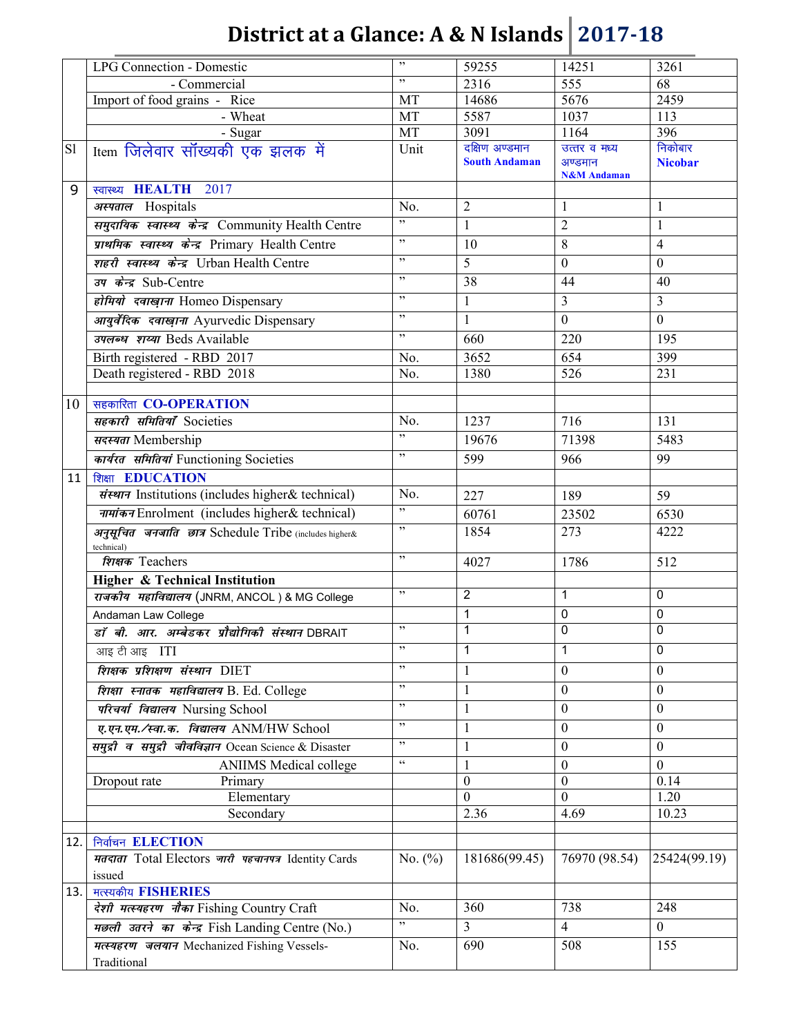# District at a Glance: A & N Islands 2017-18

| | | | | | |
|---|---|---|---|---|---|
| | LPG Connection - Domestic | ” | 59255 | 14251 | 3261 |
| | - Commercial | ” | 2316 | 555 | 68 |
| | Import of food grains - Rice | MT | 14686 | 5676 | 2459 |
| | - Wheat | MT | 5587 | 1037 | 113 |
| | - Sugar | MT | 3091 | 1164 | 396 |
| Sl | Item जिलेवार सॉख्यकी एक झलक में | Unit | दक्षिण अण्डमान **South Andaman** | उत्तर व मध्य अण्डमान **N&M Andaman** | निकोबार **Nicobar** |
| 9 | स्वास्थ्य **HEALTH** 2017 | | | | |
| | *अस्पताल* Hospitals | No. | 2 | 1 | 1 |
| | *समुदायिक स्वास्थ्य केन्द्र* Community Health Centre | ” | 1 | 2 | 1 |
| | *प्राथमिक स्वास्थ्य केन्द्र* Primary Health Centre | ” | 10 | 8 | 4 |
| | *शहरी स्वास्थ्य केन्द्र* Urban Health Centre | ” | 5 | 0 | 0 |
| | *उप केन्द्र* Sub-Centre | ” | 38 | 44 | 40 |
| | *होमियो दवाखाना* Homeo Dispensary | ” | 1 | 3 | 3 |
| | *आयुर्वेदिक दवाखाना* Ayurvedic Dispensary | ” | 1 | 0 | 0 |
| | *उपलब्ध शय्या* Beds Available | ” | 660 | 220 | 195 |
| | Birth registered - RBD 2017 | No. | 3652 | 654 | 399 |
| | Death registered - RBD 2018 | No. | 1380 | 526 | 231 |
| | | | | | |
| 10 | सहकारिता **CO-OPERATION** | | | | |
| | *सहकारी समितियाँ* Societies | No. | 1237 | 716 | 131 |
| | *सदस्यता* Membership | ” | 19676 | 71398 | 5483 |
| | *कार्यरत समितियां* Functioning Societies | ” | 599 | 966 | 99 |
| 11 | शिक्षा **EDUCATION** | | | | |
| | *संस्थान* Institutions (includes higher& technical) | No. | 227 | 189 | 59 |
| | *नामांकन* Enrolment (includes higher& technical) | ” | 60761 | 23502 | 6530 |
| | *अनुसूचित जनजाति छात्र* Schedule Tribe (includes higher& technical) | ” | 1854 | 273 | 4222 |
| | *शिक्षक* Teachers | ” | 4027 | 1786 | 512 |
| | **Higher & Technical Institution** | | | | |
| | *राजकीय महाविद्यालय* (JNRM, ANCOL ) & MG College | ” | 2 | 1 | 0 |
| | Andaman Law College | | 1 | 0 | 0 |
| | *डॉ बी. आर. अम्बेडकर प्रौद्योगिकी संस्थान* DBRAIT | ” | 1 | 0 | 0 |
| | आइ टी आइ ITI | ” | 1 | 1 | 0 |
| | *शिक्षक प्रशिक्षण संस्थान* DIET | ” | 1 | 0 | 0 |
| | *शिक्षा स्नातक महाविद्यालय* B. Ed. College | ” | 1 | 0 | 0 |
| | *परिचर्या विद्यालय* Nursing School | ” | 1 | 0 | 0 |
| | *ए.एन.एम./स्वा.क. विद्यालय* ANM/HW School | ” | 1 | 0 | 0 |
| | *समुद्री व समुद्री जीवविज्ञान* Ocean Science & Disaster | ” | 1 | 0 | 0 |
| | ANIIMS Medical college | “ | 1 | 0 | 0 |
| | Dropout rate Primary | | 0 | 0 | 0.14 |
| | Elementary | | 0 | 0 | 1.20 |
| | Secondary | | 2.36 | 4.69 | 10.23 |
| | | | | | |
| 12. | निर्वाचन **ELECTION** | | | | |
| | *मतदाता* Total Electors *जारी पहचानपत्र* Identity Cards issued | No. (%) | 181686(99.45) | 76970 (98.54) | 25424(99.19) |
| 13. | मत्स्यकीय **FISHERIES** | | | | |
| | *देशी मत्स्यहरण नौका* Fishing Country Craft | No. | 360 | 738 | 248 |
| | *मछली उतरने का केन्द्र* Fish Landing Centre (No.) | ” | 3 | 4 | 0 |
| | *मत्स्यहरण जलयान* Mechanized Fishing Vessels-Traditional | No. | 690 | 508 | 155 |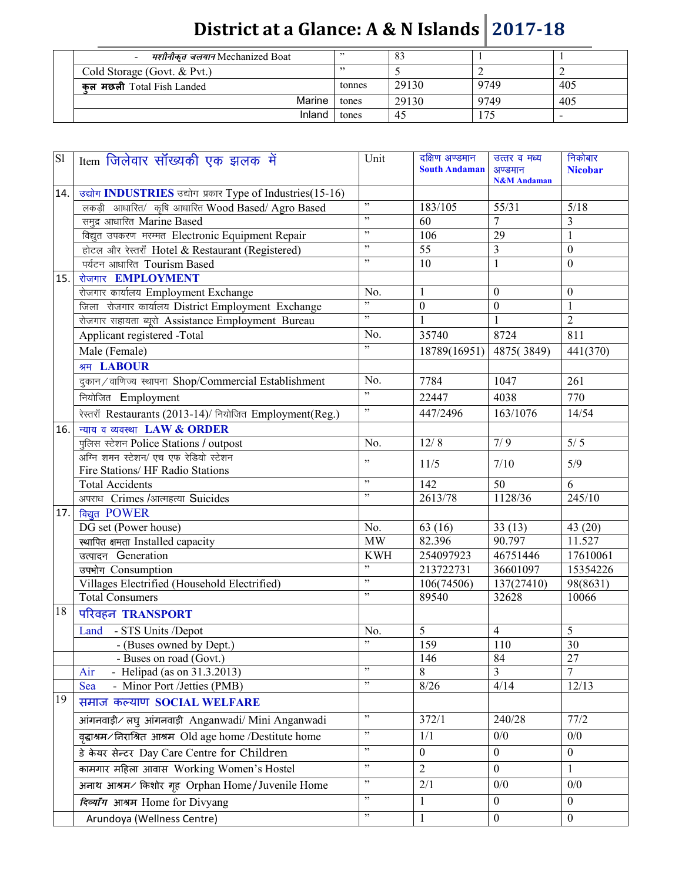# District at a Glance: A & N Islands 2017-18

| | | | | | |
|---|---|---|---|---|---|
| | - *मशीनीकृत जलयान* Mechanized Boat | ” | 83 | 1 | 1 |
| | Cold Storage (Govt. & Pvt.) | ” | 5 | 2 | 2 |
| | **कुल मछली** Total Fish Landed | tonnes | 29130 | 9749 | 405 |
| | Marine | tones | 29130 | 9749 | 405 |
| | Inland | tones | 45 | 175 | - |

| Sl | Item जिलेवार सॉख्यकी एक झलक में | Unit | दक्षिण अण्डमान **South Andaman** | उत्तर व मध्य अण्डमान **N&M Andaman** | निकोबार **Nicobar** |
|---|---|---|---|---|---|
| 14. | उद्योग **INDUSTRIES** उद्योग प्रकार Type of Industries(15-16) | | | | |
| | लकड़ी आधारित/ कृषि आधारित Wood Based/ Agro Based | ” | 183/105 | 55/31 | 5/18 |
| | समुद्र आधारित Marine Based | ” | 60 | 7 | 3 |
| | विद्युत उपकरण मरम्मत Electronic Equipment Repair | ” | 106 | 29 | 1 |
| | होटल और रेस्तराँ Hotel & Restaurant (Registered) | ” | 55 | 3 | 0 |
| | पर्यटन आधारित Tourism Based | ” | 10 | 1 | 0 |
| 15. | रोजगार **EMPLOYMENT** | | | | |
| | रोजगार कार्यालय Employment Exchange | No. | 1 | 0 | 0 |
| | जिला रोजगार कार्यालय District Employment Exchange | ” | 0 | 0 | 1 |
| | रोजगार सहायता ब्यूरो Assistance Employment Bureau | ” | 1 | 1 | 2 |
| | Applicant registered -Total | No. | 35740 | 8724 | 811 |
| | Male (Female) | ” | 18789(16951) | 4875( 3849) | 441(370) |
| | श्रम **LABOUR** | | | | |
| | दुकान/वाणिज्य स्थापना Shop/Commercial Establishment | No. | 7784 | 1047 | 261 |
| | नियोजित Employment | ” | 22447 | 4038 | 770 |
| | रेस्तराँ Restaurants (2013-14)/ नियोजित Employment(Reg.) | ” | 447/2496 | 163/1076 | 14/54 |
| 16. | न्याय व व्यवस्था **LAW & ORDER** | | | | |
| | पुलिस स्टेशन Police Stations / outpost | No. | 12/ 8 | 7/ 9 | 5/ 5 |
| | अग्नि शमन स्टेशन/ एच एफ रेडियो स्टेशन Fire Stations/ HF Radio Stations | ” | 11/5 | 7/10 | 5/9 |
| | Total Accidents | ” | 142 | 50 | 6 |
| | अपराध Crimes /आत्महत्या Suicides | ” | 2613/78 | 1128/36 | 245/10 |
| 17. | विद्युत POWER | | | | |
| | DG set (Power house) | No. | 63 (16) | 33 (13) | 43 (20) |
| | स्थापित क्षमता Installed capacity | MW | 82.396 | 90.797 | 11.527 |
| | उत्पादन Generation | KWH | 254097923 | 46751446 | 17610061 |
| | उपभोग Consumption | ” | 213722731 | 36601097 | 15354226 |
| | Villages Electrified (Household Electrified) | ” | 106(74506) | 137(27410) | 98(8631) |
| | Total Consumers | ” | 89540 | 32628 | 10066 |
| 18 | परिवहन **TRANSPORT** | | | | |
| | Land - STS Units /Depot | No. | 5 | 4 | 5 |
| | - (Buses owned by Dept.) | ” | 159 | 110 | 30 |
| | - Buses on road (Govt.) | | 146 | 84 | 27 |
| | Air - Helipad (as on 31.3.2013) | ” | 8 | 3 | 7 |
| | Sea - Minor Port /Jetties (PMB) | ” | 8/26 | 4/14 | 12/13 |
| 19 | समाज कल्याण **SOCIAL WELFARE** | | | | |
| | आंगनवाड़ी/ लघु आंगनवाड़ी Anganwadi/ Mini Anganwadi | ” | 372/1 | 240/28 | 77/2 |
| | वृद्धाश्रम/निराश्रित आश्रम Old age home /Destitute home | ” | 1/1 | 0/0 | 0/0 |
| | डे केयर सेन्टर Day Care Centre for Children | ” | 0 | 0 | 0 |
| | कामगार महिला आवास Working Women's Hostel | ” | 2 | 0 | 1 |
| | अनाथ आश्रम/ किशोर गृह Orphan Home/Juvenile Home | ” | 2/1 | 0/0 | 0/0 |
| | *दिव्यॉग* आश्रम Home for Divyang | ” | 1 | 0 | 0 |
| | Arundoya (Wellness Centre) | ” | 1 | 0 | 0 |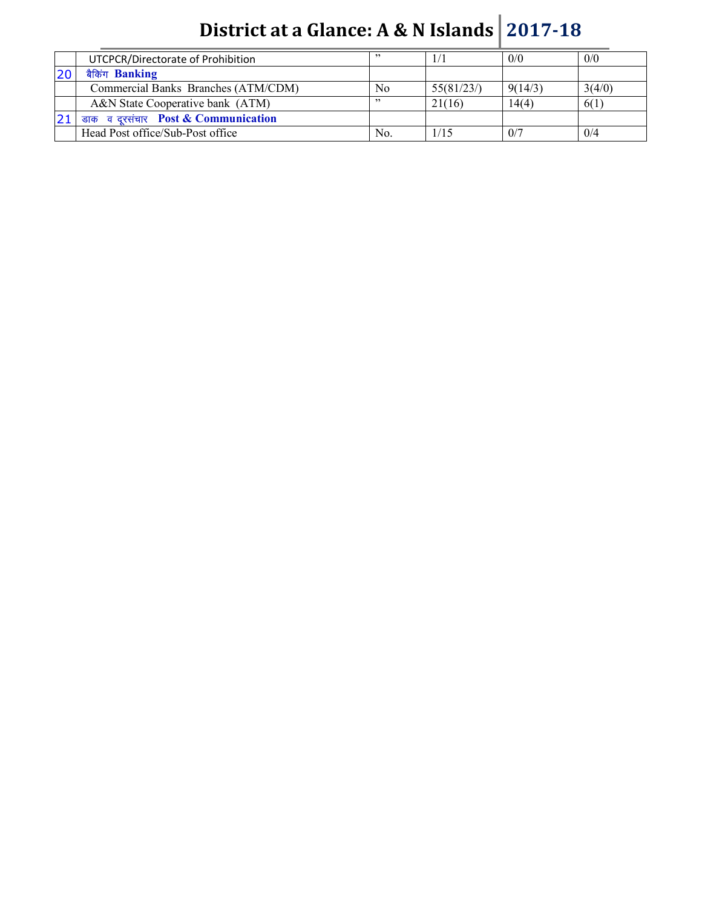# District at a Glance: A & N Islands 2017-18

| | | | | | |
|---|---|---|---|---|---|
| | UTCPCR/Directorate of Prohibition | ” | 1/1 | 0/0 | 0/0 |
| 20 | बैकिंग **Banking** | | | | |
| | Commercial Banks Branches (ATM/CDM) | No | 55(81/23/) | 9(14/3) | 3(4/0) |
| | A&N State Cooperative bank (ATM) | ” | 21(16) | 14(4) | 6(1) |
| 21 | डाक व दूरसंचार **Post & Communication** | | | | |
| | Head Post office/Sub-Post office | No. | 1/15 | 0/7 | 0/4 |